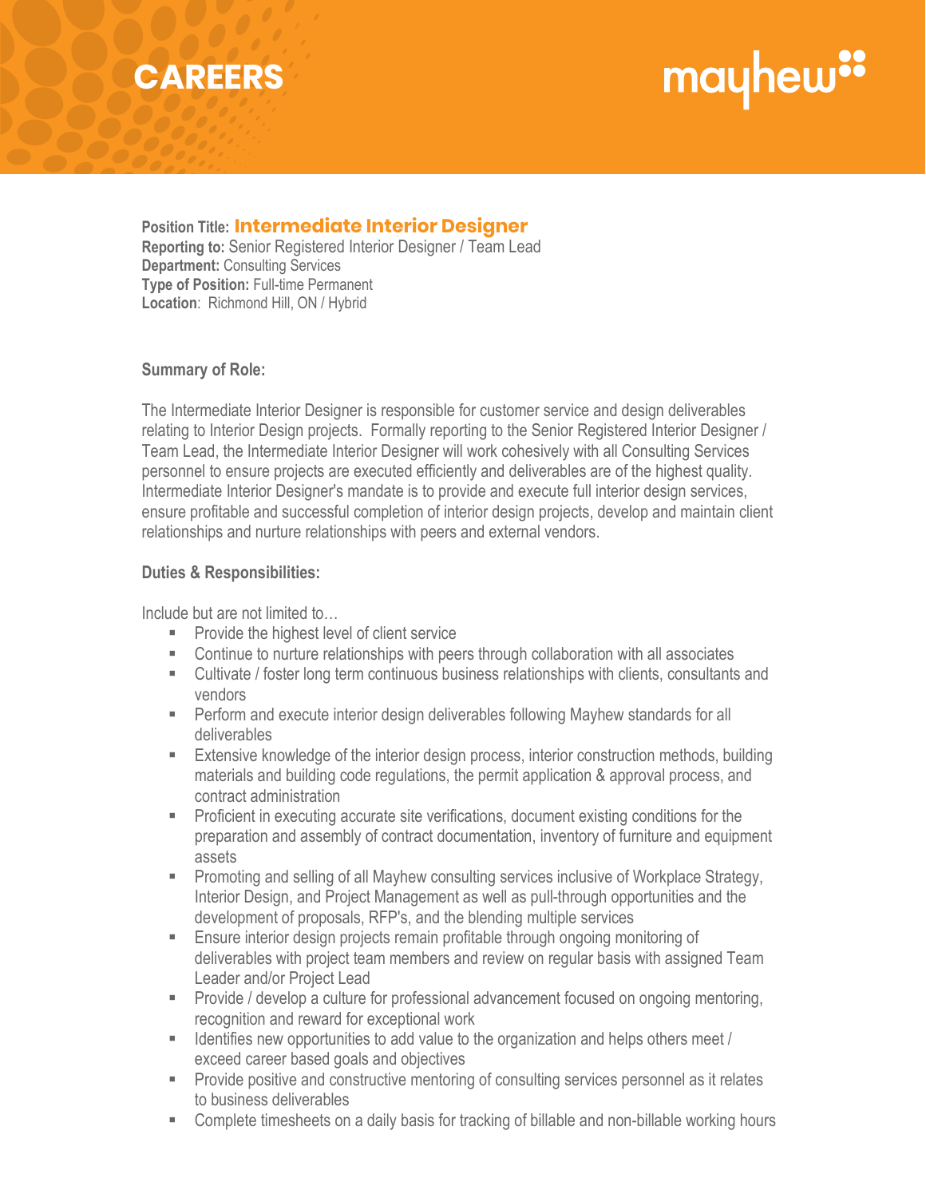# CAREERS

mayhew

**Position Title:** **Intermediate Interior Designer**
**Reporting to:** Senior Registered Interior Designer / Team Lead
**Department:** Consulting Services
**Type of Position:** Full-time Permanent
**Location**: Richmond Hill, ON / Hybrid

**Summary of Role:**

The Intermediate Interior Designer is responsible for customer service and design deliverables relating to Interior Design projects. Formally reporting to the Senior Registered Interior Designer / Team Lead, the Intermediate Interior Designer will work cohesively with all Consulting Services personnel to ensure projects are executed efficiently and deliverables are of the highest quality. Intermediate Interior Designer's mandate is to provide and execute full interior design services, ensure profitable and successful completion of interior design projects, develop and maintain client relationships and nurture relationships with peers and external vendors.

**Duties & Responsibilities:**

Include but are not limited to…

- Provide the highest level of client service
- Continue to nurture relationships with peers through collaboration with all associates
- Cultivate / foster long term continuous business relationships with clients, consultants and vendors
- Perform and execute interior design deliverables following Mayhew standards for all deliverables
- Extensive knowledge of the interior design process, interior construction methods, building materials and building code regulations, the permit application & approval process, and contract administration
- Proficient in executing accurate site verifications, document existing conditions for the preparation and assembly of contract documentation, inventory of furniture and equipment assets
- Promoting and selling of all Mayhew consulting services inclusive of Workplace Strategy, Interior Design, and Project Management as well as pull-through opportunities and the development of proposals, RFP's, and the blending multiple services
- Ensure interior design projects remain profitable through ongoing monitoring of deliverables with project team members and review on regular basis with assigned Team Leader and/or Project Lead
- Provide / develop a culture for professional advancement focused on ongoing mentoring, recognition and reward for exceptional work
- Identifies new opportunities to add value to the organization and helps others meet / exceed career based goals and objectives
- Provide positive and constructive mentoring of consulting services personnel as it relates to business deliverables
- Complete timesheets on a daily basis for tracking of billable and non-billable working hours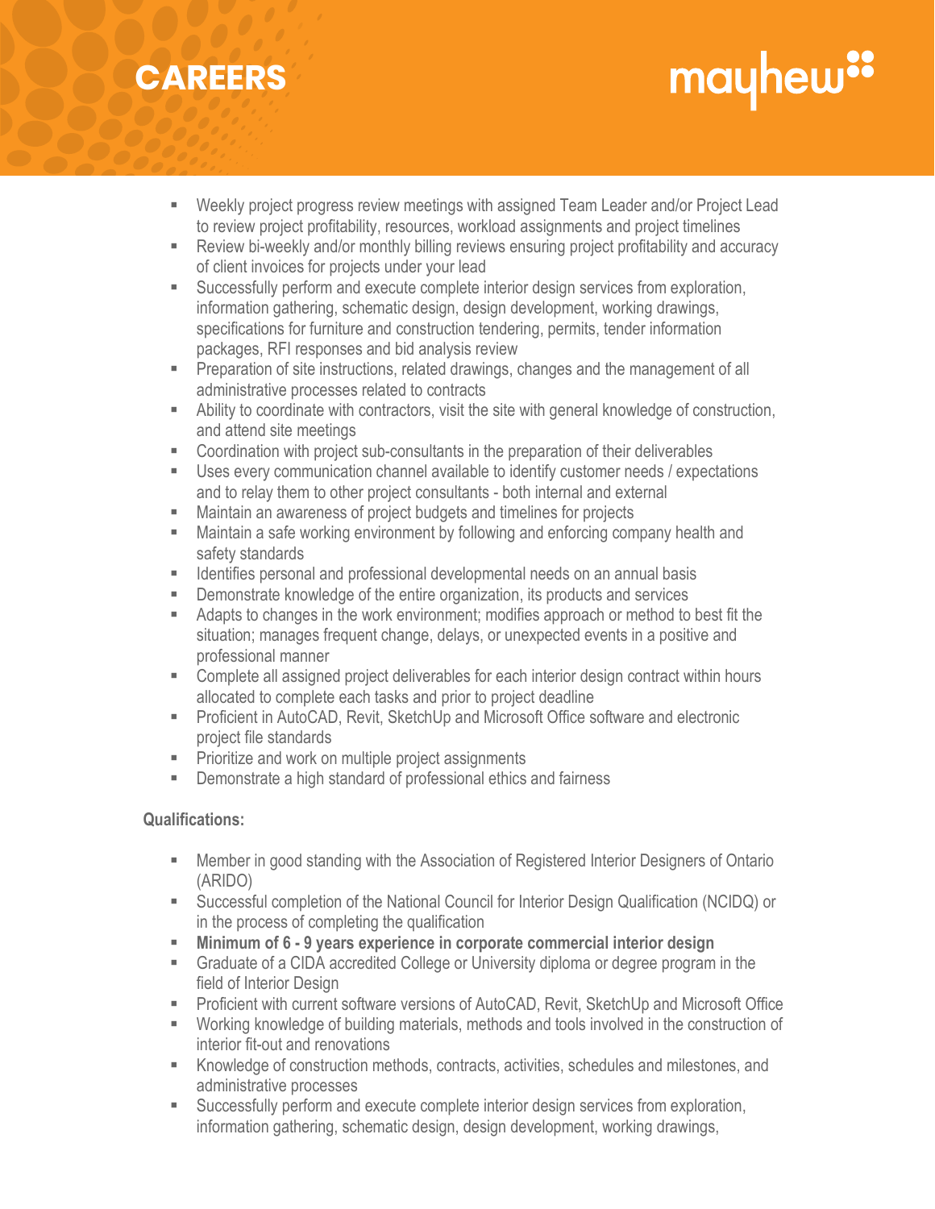- Weekly project progress review meetings with assigned Team Leader and/or Project Lead to review project profitability, resources, workload assignments and project timelines
- Review bi-weekly and/or monthly billing reviews ensuring project profitability and accuracy of client invoices for projects under your lead
- Successfully perform and execute complete interior design services from exploration, information gathering, schematic design, design development, working drawings, specifications for furniture and construction tendering, permits, tender information packages, RFI responses and bid analysis review
- Preparation of site instructions, related drawings, changes and the management of all administrative processes related to contracts
- Ability to coordinate with contractors, visit the site with general knowledge of construction, and attend site meetings
- Coordination with project sub-consultants in the preparation of their deliverables
- Uses every communication channel available to identify customer needs / expectations and to relay them to other project consultants - both internal and external
- Maintain an awareness of project budgets and timelines for projects
- Maintain a safe working environment by following and enforcing company health and safety standards
- Identifies personal and professional developmental needs on an annual basis
- Demonstrate knowledge of the entire organization, its products and services
- Adapts to changes in the work environment; modifies approach or method to best fit the situation; manages frequent change, delays, or unexpected events in a positive and professional manner
- Complete all assigned project deliverables for each interior design contract within hours allocated to complete each tasks and prior to project deadline
- Proficient in AutoCAD, Revit, SketchUp and Microsoft Office software and electronic project file standards
- Prioritize and work on multiple project assignments
- Demonstrate a high standard of professional ethics and fairness

**Qualifications:**

- Member in good standing with the Association of Registered Interior Designers of Ontario (ARIDO)
- Successful completion of the National Council for Interior Design Qualification (NCIDQ) or in the process of completing the qualification
- **Minimum of 6 - 9 years experience in corporate commercial interior design**
- Graduate of a CIDA accredited College or University diploma or degree program in the field of Interior Design
- Proficient with current software versions of AutoCAD, Revit, SketchUp and Microsoft Office
- Working knowledge of building materials, methods and tools involved in the construction of interior fit-out and renovations
- Knowledge of construction methods, contracts, activities, schedules and milestones, and administrative processes
- Successfully perform and execute complete interior design services from exploration, information gathering, schematic design, design development, working drawings,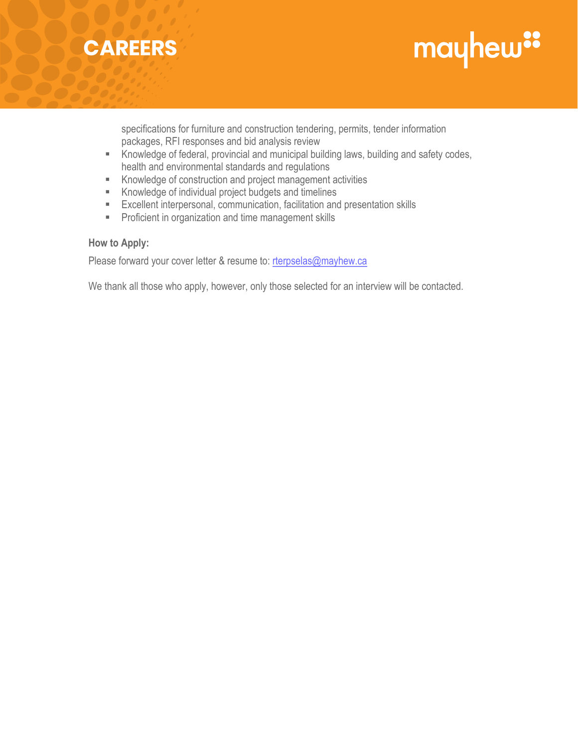specifications for furniture and construction tendering, permits, tender information packages, RFI responses and bid analysis review

- Knowledge of federal, provincial and municipal building laws, building and safety codes, health and environmental standards and regulations
- Knowledge of construction and project management activities
- Knowledge of individual project budgets and timelines
- Excellent interpersonal, communication, facilitation and presentation skills
- Proficient in organization and time management skills

**How to Apply:**

Please forward your cover letter & resume to: rterpselas@mayhew.ca

We thank all those who apply, however, only those selected for an interview will be contacted.